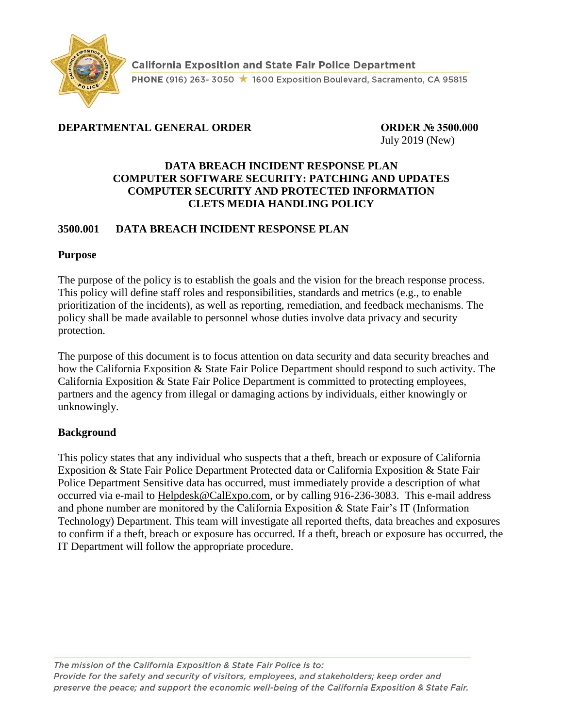California Exposition and State Fair Police Department

PHONE (916) 263- 3050 ★ 1600 Exposition Boulevard, Sacramento, CA 95815

**DEPARTMENTAL GENERAL ORDER** **ORDER № 3500.000**

July 2019 (New)

# DATA BREACH INCIDENT RESPONSE PLAN
# COMPUTER SOFTWARE SECURITY: PATCHING AND UPDATES
# COMPUTER SECURITY AND PROTECTED INFORMATION
# CLETS MEDIA HANDLING POLICY

## 3500.001 DATA BREACH INCIDENT RESPONSE PLAN

### Purpose

The purpose of the policy is to establish the goals and the vision for the breach response process. This policy will define staff roles and responsibilities, standards and metrics (e.g., to enable prioritization of the incidents), as well as reporting, remediation, and feedback mechanisms. The policy shall be made available to personnel whose duties involve data privacy and security protection.

The purpose of this document is to focus attention on data security and data security breaches and how the California Exposition & State Fair Police Department should respond to such activity. The California Exposition & State Fair Police Department is committed to protecting employees, partners and the agency from illegal or damaging actions by individuals, either knowingly or unknowingly.

### Background

This policy states that any individual who suspects that a theft, breach or exposure of California Exposition & State Fair Police Department Protected data or California Exposition & State Fair Police Department Sensitive data has occurred, must immediately provide a description of what occurred via e-mail to Helpdesk@CalExpo.com, or by calling 916-236-3083. This e-mail address and phone number are monitored by the California Exposition & State Fair's IT (Information Technology) Department. This team will investigate all reported thefts, data breaches and exposures to confirm if a theft, breach or exposure has occurred. If a theft, breach or exposure has occurred, the IT Department will follow the appropriate procedure.

*The mission of the California Exposition & State Fair Police is to: Provide for the safety and security of visitors, employees, and stakeholders; keep order and preserve the peace; and support the economic well-being of the California Exposition & State Fair.*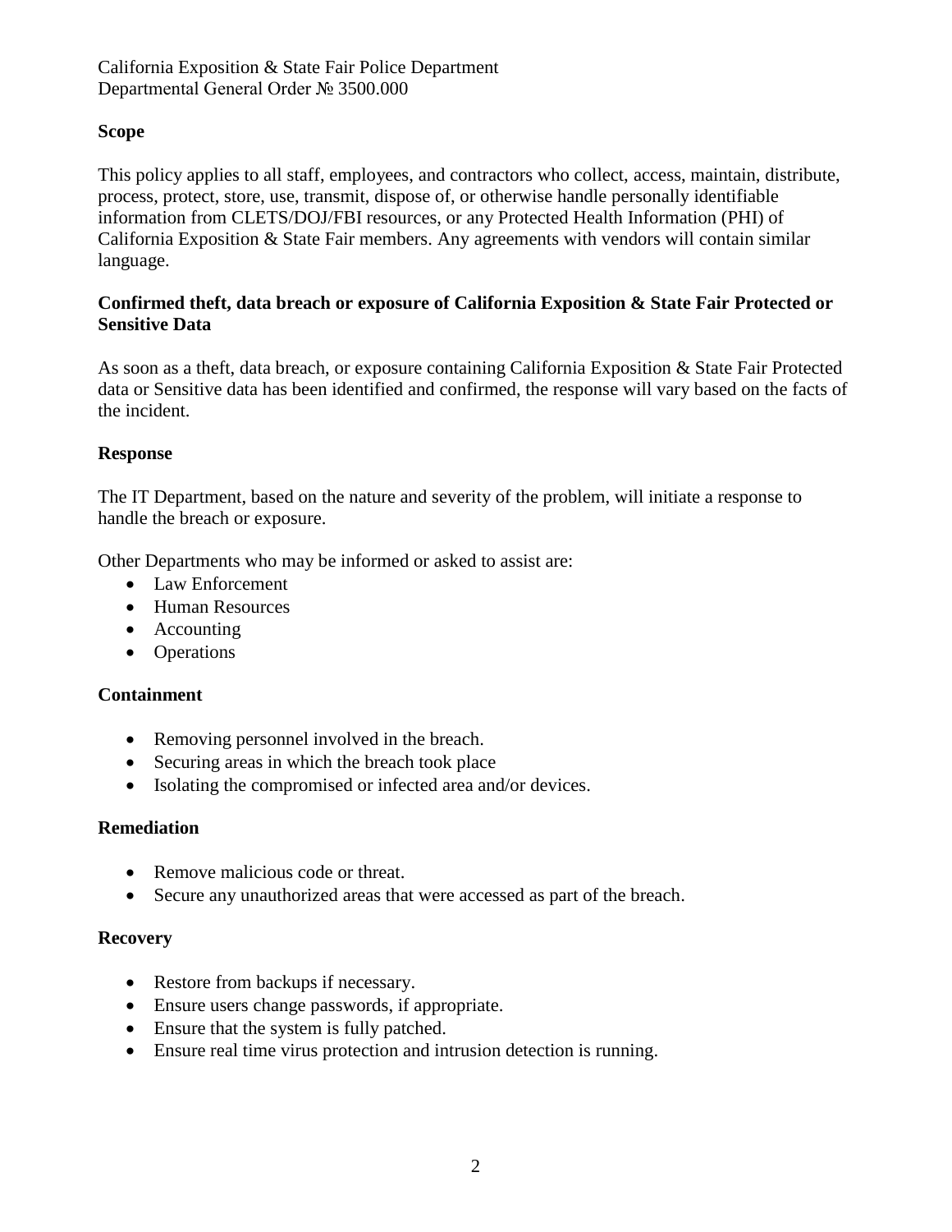California Exposition & State Fair Police Department
Departmental General Order № 3500.000

**Scope**

This policy applies to all staff, employees, and contractors who collect, access, maintain, distribute, process, protect, store, use, transmit, dispose of, or otherwise handle personally identifiable information from CLETS/DOJ/FBI resources, or any Protected Health Information (PHI) of California Exposition & State Fair members. Any agreements with vendors will contain similar language.

**Confirmed theft, data breach or exposure of California Exposition & State Fair Protected or Sensitive Data**

As soon as a theft, data breach, or exposure containing California Exposition & State Fair Protected data or Sensitive data has been identified and confirmed, the response will vary based on the facts of the incident.

**Response**

The IT Department, based on the nature and severity of the problem, will initiate a response to handle the breach or exposure.

Other Departments who may be informed or asked to assist are:

- Law Enforcement
- Human Resources
- Accounting
- Operations

**Containment**

- Removing personnel involved in the breach.
- Securing areas in which the breach took place
- Isolating the compromised or infected area and/or devices.

**Remediation**

- Remove malicious code or threat.
- Secure any unauthorized areas that were accessed as part of the breach.

**Recovery**

- Restore from backups if necessary.
- Ensure users change passwords, if appropriate.
- Ensure that the system is fully patched.
- Ensure real time virus protection and intrusion detection is running.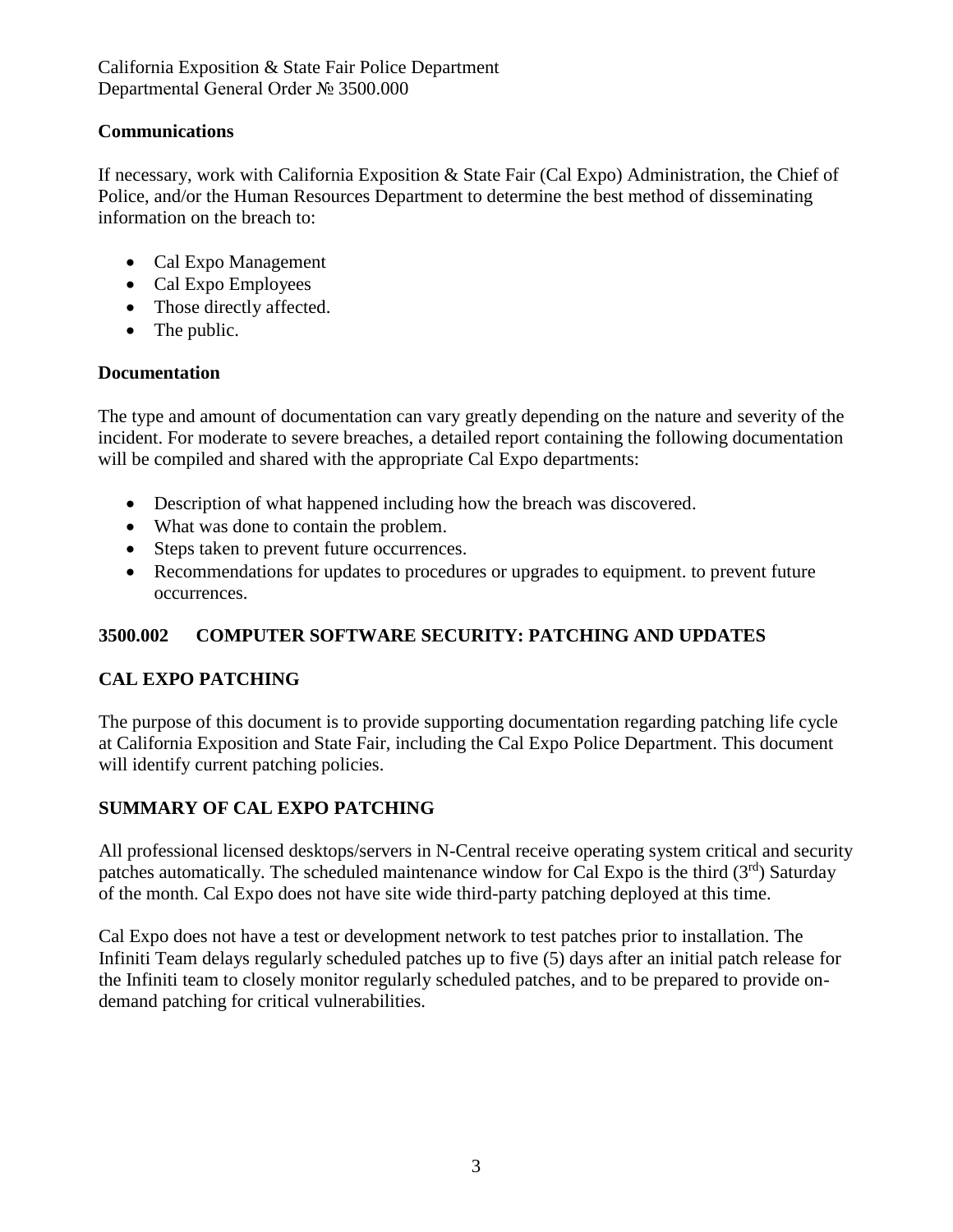**Communications**

If necessary, work with California Exposition & State Fair (Cal Expo) Administration, the Chief of Police, and/or the Human Resources Department to determine the best method of disseminating information on the breach to:

- Cal Expo Management
- Cal Expo Employees
- Those directly affected.
- The public.

**Documentation**

The type and amount of documentation can vary greatly depending on the nature and severity of the incident. For moderate to severe breaches, a detailed report containing the following documentation will be compiled and shared with the appropriate Cal Expo departments:

- Description of what happened including how the breach was discovered.
- What was done to contain the problem.
- Steps taken to prevent future occurrences.
- Recommendations for updates to procedures or upgrades to equipment. to prevent future occurrences.

## 3500.002 COMPUTER SOFTWARE SECURITY: PATCHING AND UPDATES

### CAL EXPO PATCHING

The purpose of this document is to provide supporting documentation regarding patching life cycle at California Exposition and State Fair, including the Cal Expo Police Department. This document will identify current patching policies.

### SUMMARY OF CAL EXPO PATCHING

All professional licensed desktops/servers in N-Central receive operating system critical and security patches automatically. The scheduled maintenance window for Cal Expo is the third (3rd) Saturday of the month. Cal Expo does not have site wide third-party patching deployed at this time.

Cal Expo does not have a test or development network to test patches prior to installation. The Infiniti Team delays regularly scheduled patches up to five (5) days after an initial patch release for the Infiniti team to closely monitor regularly scheduled patches, and to be prepared to provide on-demand patching for critical vulnerabilities.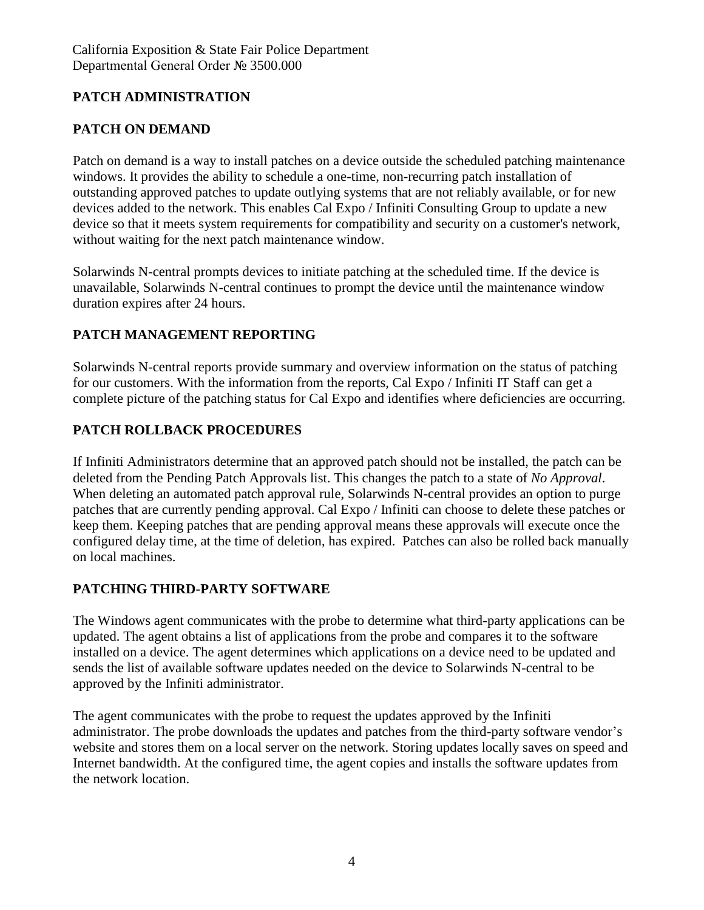## PATCH ADMINISTRATION

### PATCH ON DEMAND

Patch on demand is a way to install patches on a device outside the scheduled patching maintenance windows. It provides the ability to schedule a one-time, non-recurring patch installation of outstanding approved patches to update outlying systems that are not reliably available, or for new devices added to the network. This enables Cal Expo / Infiniti Consulting Group to update a new device so that it meets system requirements for compatibility and security on a customer's network, without waiting for the next patch maintenance window.

Solarwinds N-central prompts devices to initiate patching at the scheduled time. If the device is unavailable, Solarwinds N-central continues to prompt the device until the maintenance window duration expires after 24 hours.

### PATCH MANAGEMENT REPORTING

Solarwinds N-central reports provide summary and overview information on the status of patching for our customers. With the information from the reports, Cal Expo / Infiniti IT Staff can get a complete picture of the patching status for Cal Expo and identifies where deficiencies are occurring.

### PATCH ROLLBACK PROCEDURES

If Infiniti Administrators determine that an approved patch should not be installed, the patch can be deleted from the Pending Patch Approvals list. This changes the patch to a state of *No Approval*. When deleting an automated patch approval rule, Solarwinds N-central provides an option to purge patches that are currently pending approval. Cal Expo / Infiniti can choose to delete these patches or keep them. Keeping patches that are pending approval means these approvals will execute once the configured delay time, at the time of deletion, has expired. Patches can also be rolled back manually on local machines.

### PATCHING THIRD-PARTY SOFTWARE

The Windows agent communicates with the probe to determine what third-party applications can be updated. The agent obtains a list of applications from the probe and compares it to the software installed on a device. The agent determines which applications on a device need to be updated and sends the list of available software updates needed on the device to Solarwinds N-central to be approved by the Infiniti administrator.

The agent communicates with the probe to request the updates approved by the Infiniti administrator. The probe downloads the updates and patches from the third-party software vendor's website and stores them on a local server on the network. Storing updates locally saves on speed and Internet bandwidth. At the configured time, the agent copies and installs the software updates from the network location.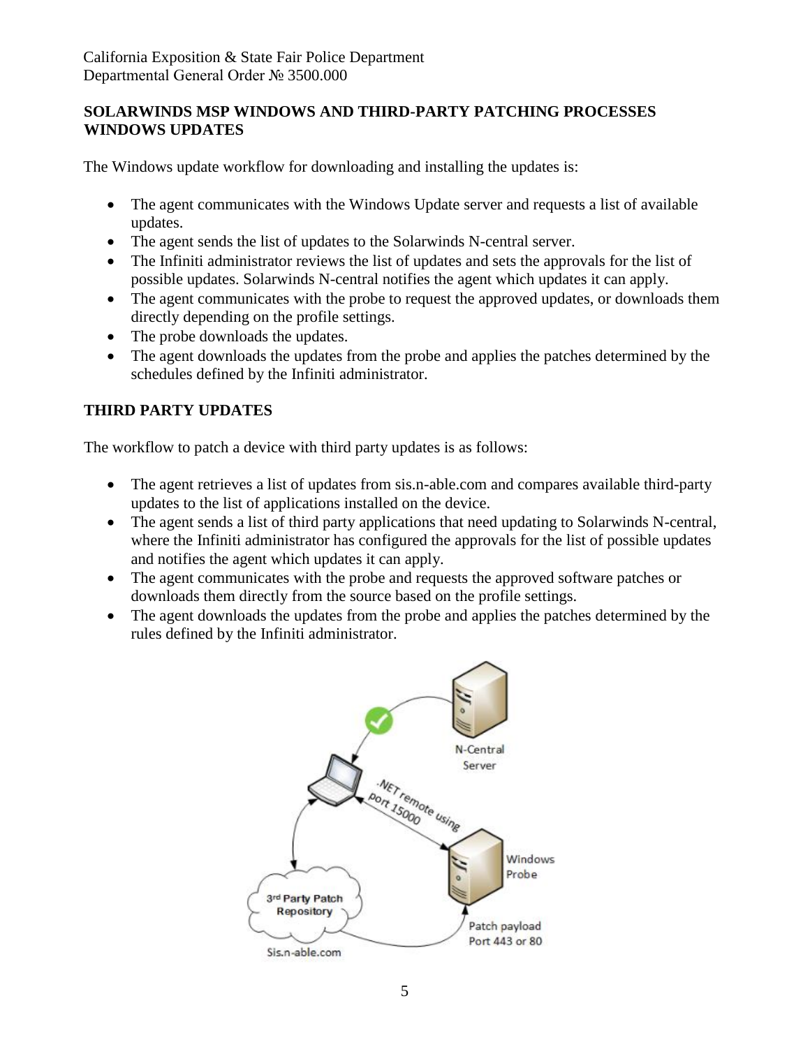## SOLARWINDS MSP WINDOWS AND THIRD-PARTY PATCHING PROCESSES
## WINDOWS UPDATES

The Windows update workflow for downloading and installing the updates is:

- The agent communicates with the Windows Update server and requests a list of available updates.
- The agent sends the list of updates to the Solarwinds N-central server.
- The Infiniti administrator reviews the list of updates and sets the approvals for the list of possible updates. Solarwinds N-central notifies the agent which updates it can apply.
- The agent communicates with the probe to request the approved updates, or downloads them directly depending on the profile settings.
- The probe downloads the updates.
- The agent downloads the updates from the probe and applies the patches determined by the schedules defined by the Infiniti administrator.

## THIRD PARTY UPDATES

The workflow to patch a device with third party updates is as follows:

- The agent retrieves a list of updates from sis.n-able.com and compares available third-party updates to the list of applications installed on the device.
- The agent sends a list of third party applications that need updating to Solarwinds N-central, where the Infiniti administrator has configured the approvals for the list of possible updates and notifies the agent which updates it can apply.
- The agent communicates with the probe and requests the approved software patches or downloads them directly from the source based on the profile settings.
- The agent downloads the updates from the probe and applies the patches determined by the rules defined by the Infiniti administrator.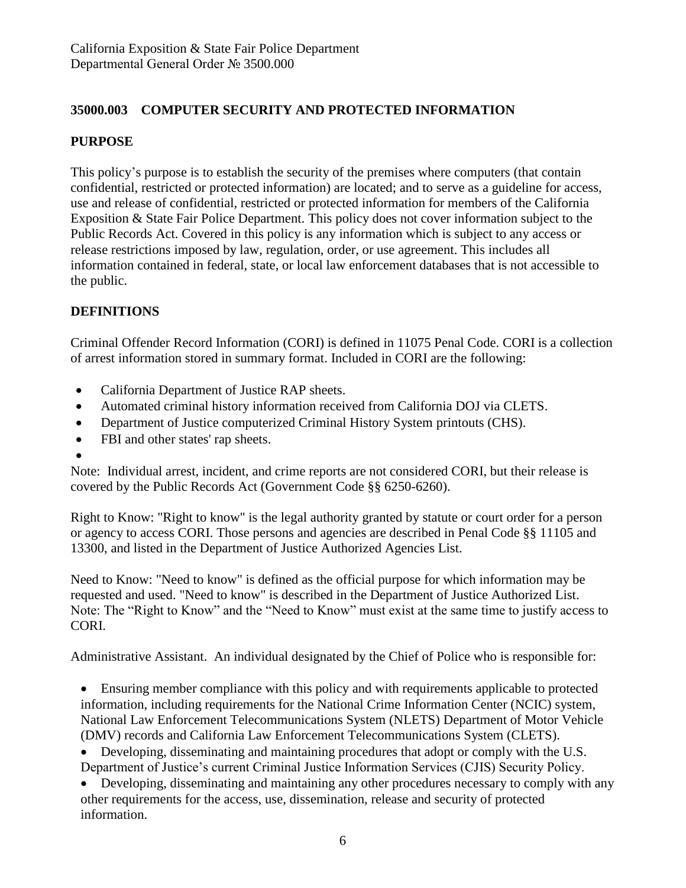California Exposition & State Fair Police Department
Departmental General Order № 3500.000

## 35000.003 COMPUTER SECURITY AND PROTECTED INFORMATION

### PURPOSE

This policy's purpose is to establish the security of the premises where computers (that contain confidential, restricted or protected information) are located; and to serve as a guideline for access, use and release of confidential, restricted or protected information for members of the California Exposition & State Fair Police Department. This policy does not cover information subject to the Public Records Act. Covered in this policy is any information which is subject to any access or release restrictions imposed by law, regulation, order, or use agreement. This includes all information contained in federal, state, or local law enforcement databases that is not accessible to the public.

### DEFINITIONS

Criminal Offender Record Information (CORI) is defined in 11075 Penal Code. CORI is a collection of arrest information stored in summary format. Included in CORI are the following:

- California Department of Justice RAP sheets.
- Automated criminal history information received from California DOJ via CLETS.
- Department of Justice computerized Criminal History System printouts (CHS).
- FBI and other states' rap sheets.

Note: Individual arrest, incident, and crime reports are not considered CORI, but their release is covered by the Public Records Act (Government Code §§ 6250-6260).

Right to Know: "Right to know" is the legal authority granted by statute or court order for a person or agency to access CORI. Those persons and agencies are described in Penal Code §§ 11105 and 13300, and listed in the Department of Justice Authorized Agencies List.

Need to Know: "Need to know" is defined as the official purpose for which information may be requested and used. "Need to know" is described in the Department of Justice Authorized List. Note: The "Right to Know" and the "Need to Know" must exist at the same time to justify access to CORI.

Administrative Assistant. An individual designated by the Chief of Police who is responsible for:

- Ensuring member compliance with this policy and with requirements applicable to protected information, including requirements for the National Crime Information Center (NCIC) system, National Law Enforcement Telecommunications System (NLETS) Department of Motor Vehicle (DMV) records and California Law Enforcement Telecommunications System (CLETS).
- Developing, disseminating and maintaining procedures that adopt or comply with the U.S. Department of Justice's current Criminal Justice Information Services (CJIS) Security Policy.
- Developing, disseminating and maintaining any other procedures necessary to comply with any other requirements for the access, use, dissemination, release and security of protected information.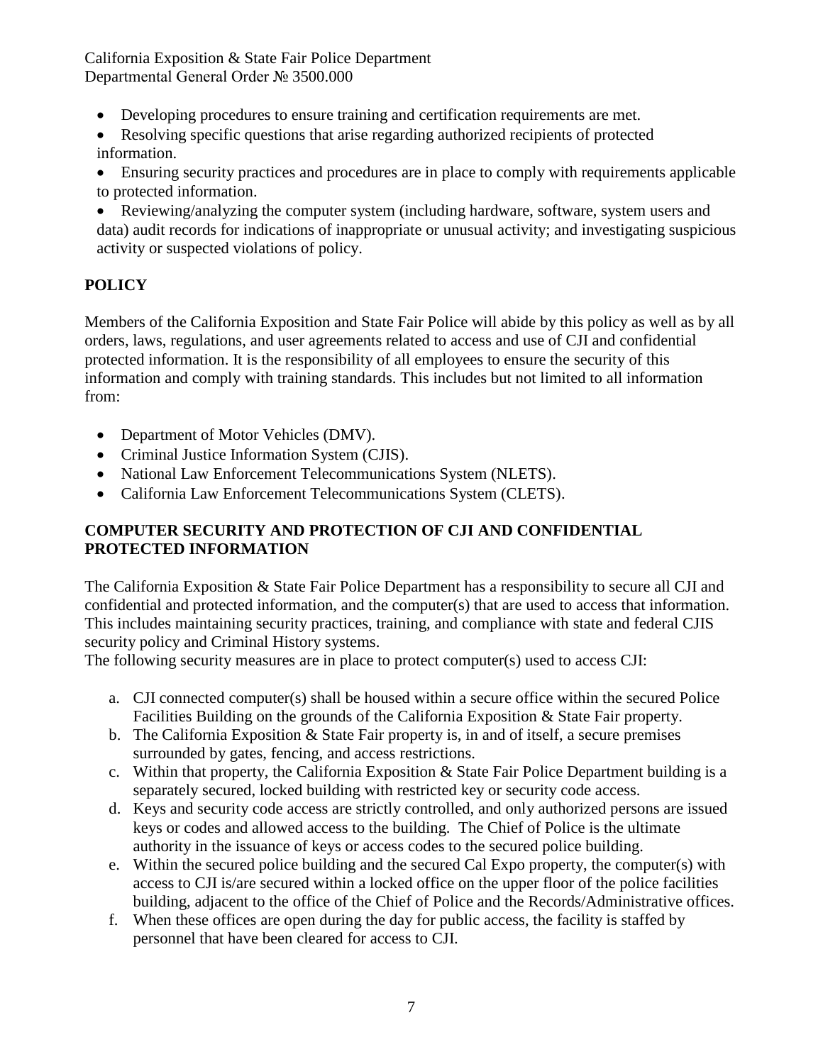- Developing procedures to ensure training and certification requirements are met.
- Resolving specific questions that arise regarding authorized recipients of protected information.
- Ensuring security practices and procedures are in place to comply with requirements applicable to protected information.
- Reviewing/analyzing the computer system (including hardware, software, system users and data) audit records for indications of inappropriate or unusual activity; and investigating suspicious activity or suspected violations of policy.

## POLICY

Members of the California Exposition and State Fair Police will abide by this policy as well as by all orders, laws, regulations, and user agreements related to access and use of CJI and confidential protected information. It is the responsibility of all employees to ensure the security of this information and comply with training standards. This includes but not limited to all information from:

- Department of Motor Vehicles (DMV).
- Criminal Justice Information System (CJIS).
- National Law Enforcement Telecommunications System (NLETS).
- California Law Enforcement Telecommunications System (CLETS).

## COMPUTER SECURITY AND PROTECTION OF CJI AND CONFIDENTIAL PROTECTED INFORMATION

The California Exposition & State Fair Police Department has a responsibility to secure all CJI and confidential and protected information, and the computer(s) that are used to access that information. This includes maintaining security practices, training, and compliance with state and federal CJIS security policy and Criminal History systems.
The following security measures are in place to protect computer(s) used to access CJI:

a. CJI connected computer(s) shall be housed within a secure office within the secured Police Facilities Building on the grounds of the California Exposition & State Fair property.
b. The California Exposition & State Fair property is, in and of itself, a secure premises surrounded by gates, fencing, and access restrictions.
c. Within that property, the California Exposition & State Fair Police Department building is a separately secured, locked building with restricted key or security code access.
d. Keys and security code access are strictly controlled, and only authorized persons are issued keys or codes and allowed access to the building. The Chief of Police is the ultimate authority in the issuance of keys or access codes to the secured police building.
e. Within the secured police building and the secured Cal Expo property, the computer(s) with access to CJI is/are secured within a locked office on the upper floor of the police facilities building, adjacent to the office of the Chief of Police and the Records/Administrative offices.
f. When these offices are open during the day for public access, the facility is staffed by personnel that have been cleared for access to CJI.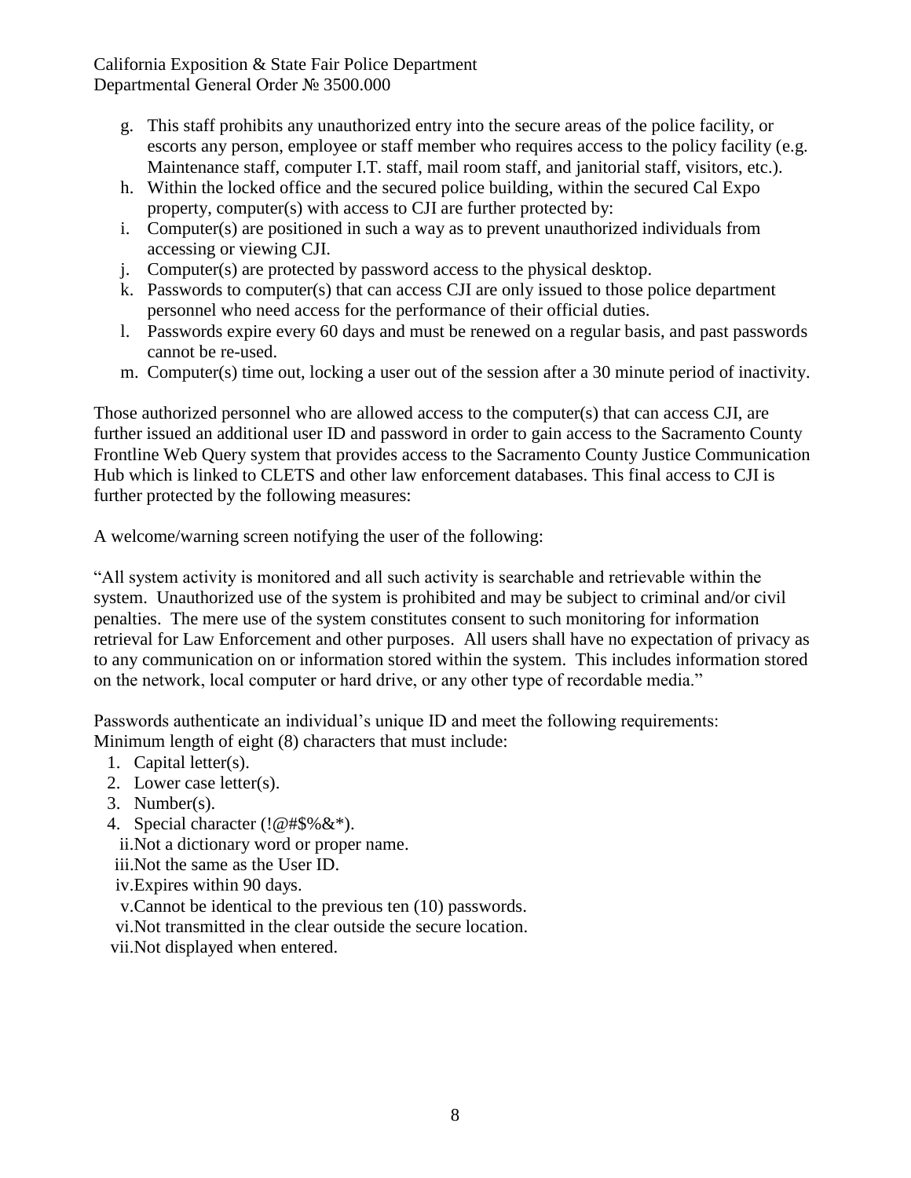g. This staff prohibits any unauthorized entry into the secure areas of the police facility, or escorts any person, employee or staff member who requires access to the policy facility (e.g. Maintenance staff, computer I.T. staff, mail room staff, and janitorial staff, visitors, etc.).
h. Within the locked office and the secured police building, within the secured Cal Expo property, computer(s) with access to CJI are further protected by:
i. Computer(s) are positioned in such a way as to prevent unauthorized individuals from accessing or viewing CJI.
j. Computer(s) are protected by password access to the physical desktop.
k. Passwords to computer(s) that can access CJI are only issued to those police department personnel who need access for the performance of their official duties.
l. Passwords expire every 60 days and must be renewed on a regular basis, and past passwords cannot be re-used.
m. Computer(s) time out, locking a user out of the session after a 30 minute period of inactivity.

Those authorized personnel who are allowed access to the computer(s) that can access CJI, are further issued an additional user ID and password in order to gain access to the Sacramento County Frontline Web Query system that provides access to the Sacramento County Justice Communication Hub which is linked to CLETS and other law enforcement databases. This final access to CJI is further protected by the following measures:

A welcome/warning screen notifying the user of the following:

"All system activity is monitored and all such activity is searchable and retrievable within the system. Unauthorized use of the system is prohibited and may be subject to criminal and/or civil penalties. The mere use of the system constitutes consent to such monitoring for information retrieval for Law Enforcement and other purposes. All users shall have no expectation of privacy as to any communication on or information stored within the system. This includes information stored on the network, local computer or hard drive, or any other type of recordable media."

Passwords authenticate an individual's unique ID and meet the following requirements:
Minimum length of eight (8) characters that must include:

1. Capital letter(s).
2. Lower case letter(s).
3. Number(s).
4. Special character (!@#$%&*).

ii. Not a dictionary word or proper name.
iii. Not the same as the User ID.
iv. Expires within 90 days.
v. Cannot be identical to the previous ten (10) passwords.
vi. Not transmitted in the clear outside the secure location.
vii. Not displayed when entered.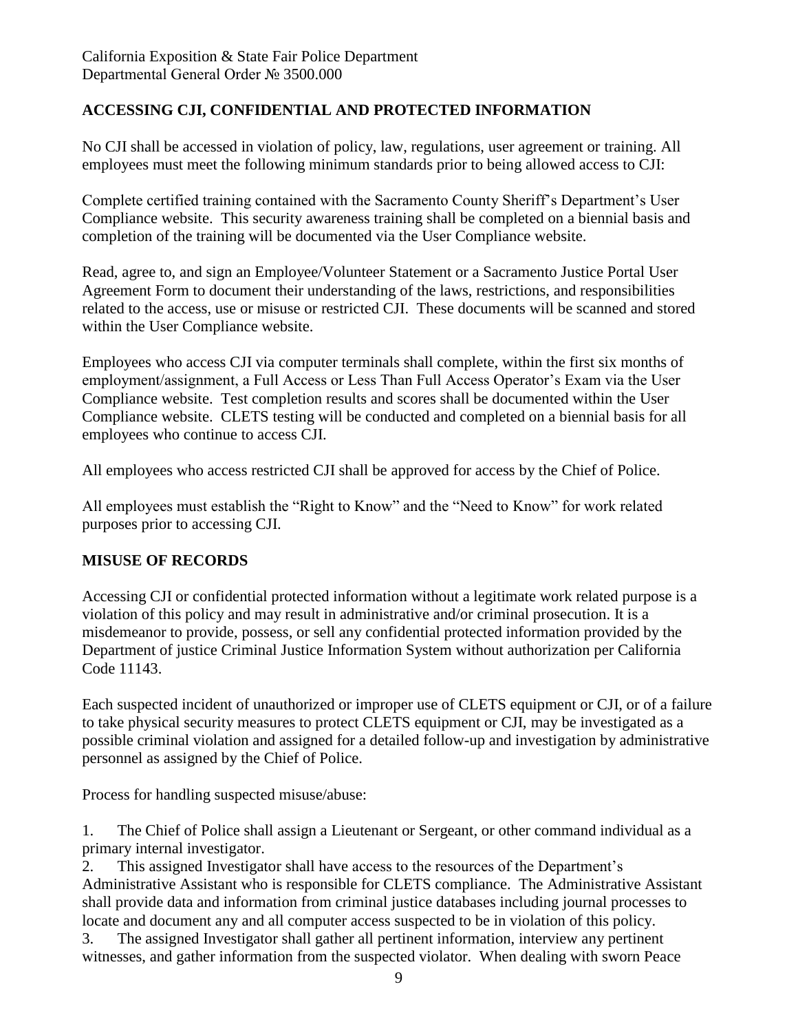## ACCESSING CJI, CONFIDENTIAL AND PROTECTED INFORMATION

No CJI shall be accessed in violation of policy, law, regulations, user agreement or training. All employees must meet the following minimum standards prior to being allowed access to CJI:

Complete certified training contained with the Sacramento County Sheriff's Department's User Compliance website. This security awareness training shall be completed on a biennial basis and completion of the training will be documented via the User Compliance website.

Read, agree to, and sign an Employee/Volunteer Statement or a Sacramento Justice Portal User Agreement Form to document their understanding of the laws, restrictions, and responsibilities related to the access, use or misuse or restricted CJI. These documents will be scanned and stored within the User Compliance website.

Employees who access CJI via computer terminals shall complete, within the first six months of employment/assignment, a Full Access or Less Than Full Access Operator's Exam via the User Compliance website. Test completion results and scores shall be documented within the User Compliance website. CLETS testing will be conducted and completed on a biennial basis for all employees who continue to access CJI.

All employees who access restricted CJI shall be approved for access by the Chief of Police.

All employees must establish the "Right to Know" and the "Need to Know" for work related purposes prior to accessing CJI.

## MISUSE OF RECORDS

Accessing CJI or confidential protected information without a legitimate work related purpose is a violation of this policy and may result in administrative and/or criminal prosecution. It is a misdemeanor to provide, possess, or sell any confidential protected information provided by the Department of justice Criminal Justice Information System without authorization per California Code 11143.

Each suspected incident of unauthorized or improper use of CLETS equipment or CJI, or of a failure to take physical security measures to protect CLETS equipment or CJI, may be investigated as a possible criminal violation and assigned for a detailed follow-up and investigation by administrative personnel as assigned by the Chief of Police.

Process for handling suspected misuse/abuse:

1. The Chief of Police shall assign a Lieutenant or Sergeant, or other command individual as a primary internal investigator.
2. This assigned Investigator shall have access to the resources of the Department's Administrative Assistant who is responsible for CLETS compliance. The Administrative Assistant shall provide data and information from criminal justice databases including journal processes to locate and document any and all computer access suspected to be in violation of this policy.
3. The assigned Investigator shall gather all pertinent information, interview any pertinent witnesses, and gather information from the suspected violator. When dealing with sworn Peace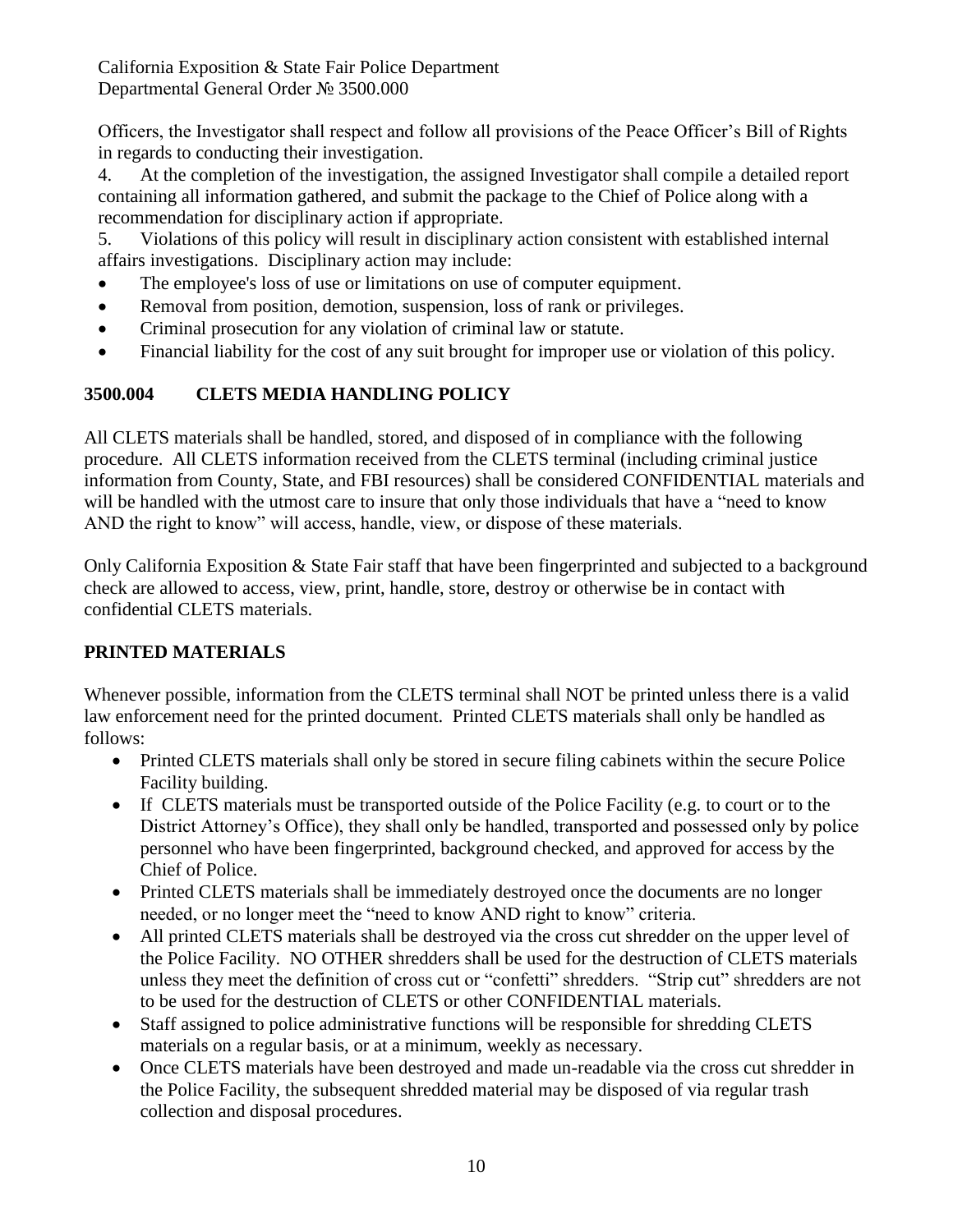Officers, the Investigator shall respect and follow all provisions of the Peace Officer's Bill of Rights in regards to conducting their investigation.

4. At the completion of the investigation, the assigned Investigator shall compile a detailed report containing all information gathered, and submit the package to the Chief of Police along with a recommendation for disciplinary action if appropriate.

5. Violations of this policy will result in disciplinary action consistent with established internal affairs investigations. Disciplinary action may include:

- The employee's loss of use or limitations on use of computer equipment.
- Removal from position, demotion, suspension, loss of rank or privileges.
- Criminal prosecution for any violation of criminal law or statute.
- Financial liability for the cost of any suit brought for improper use or violation of this policy.

## 3500.004 CLETS MEDIA HANDLING POLICY

All CLETS materials shall be handled, stored, and disposed of in compliance with the following procedure. All CLETS information received from the CLETS terminal (including criminal justice information from County, State, and FBI resources) shall be considered CONFIDENTIAL materials and will be handled with the utmost care to insure that only those individuals that have a "need to know AND the right to know" will access, handle, view, or dispose of these materials.

Only California Exposition & State Fair staff that have been fingerprinted and subjected to a background check are allowed to access, view, print, handle, store, destroy or otherwise be in contact with confidential CLETS materials.

## PRINTED MATERIALS

Whenever possible, information from the CLETS terminal shall NOT be printed unless there is a valid law enforcement need for the printed document. Printed CLETS materials shall only be handled as follows:

- Printed CLETS materials shall only be stored in secure filing cabinets within the secure Police Facility building.
- If CLETS materials must be transported outside of the Police Facility (e.g. to court or to the District Attorney's Office), they shall only be handled, transported and possessed only by police personnel who have been fingerprinted, background checked, and approved for access by the Chief of Police.
- Printed CLETS materials shall be immediately destroyed once the documents are no longer needed, or no longer meet the "need to know AND right to know" criteria.
- All printed CLETS materials shall be destroyed via the cross cut shredder on the upper level of the Police Facility. NO OTHER shredders shall be used for the destruction of CLETS materials unless they meet the definition of cross cut or "confetti" shredders. "Strip cut" shredders are not to be used for the destruction of CLETS or other CONFIDENTIAL materials.
- Staff assigned to police administrative functions will be responsible for shredding CLETS materials on a regular basis, or at a minimum, weekly as necessary.
- Once CLETS materials have been destroyed and made un-readable via the cross cut shredder in the Police Facility, the subsequent shredded material may be disposed of via regular trash collection and disposal procedures.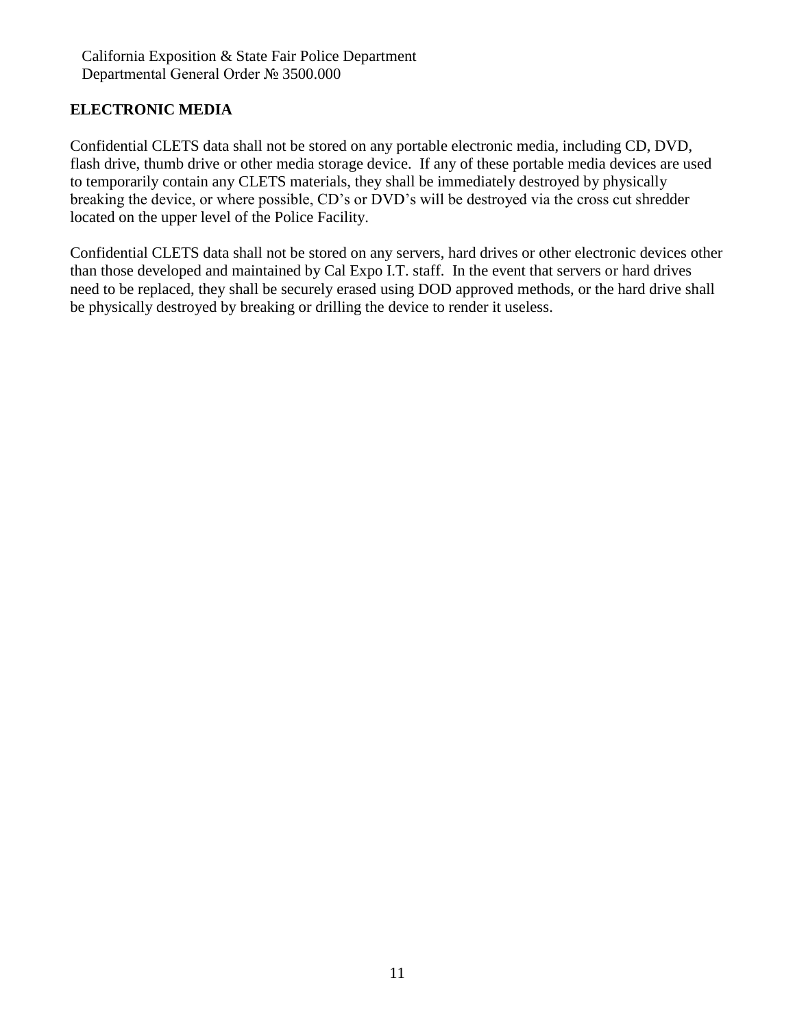## ELECTRONIC MEDIA

Confidential CLETS data shall not be stored on any portable electronic media, including CD, DVD, flash drive, thumb drive or other media storage device. If any of these portable media devices are used to temporarily contain any CLETS materials, they shall be immediately destroyed by physically breaking the device, or where possible, CD's or DVD's will be destroyed via the cross cut shredder located on the upper level of the Police Facility.

Confidential CLETS data shall not be stored on any servers, hard drives or other electronic devices other than those developed and maintained by Cal Expo I.T. staff. In the event that servers or hard drives need to be replaced, they shall be securely erased using DOD approved methods, or the hard drive shall be physically destroyed by breaking or drilling the device to render it useless.